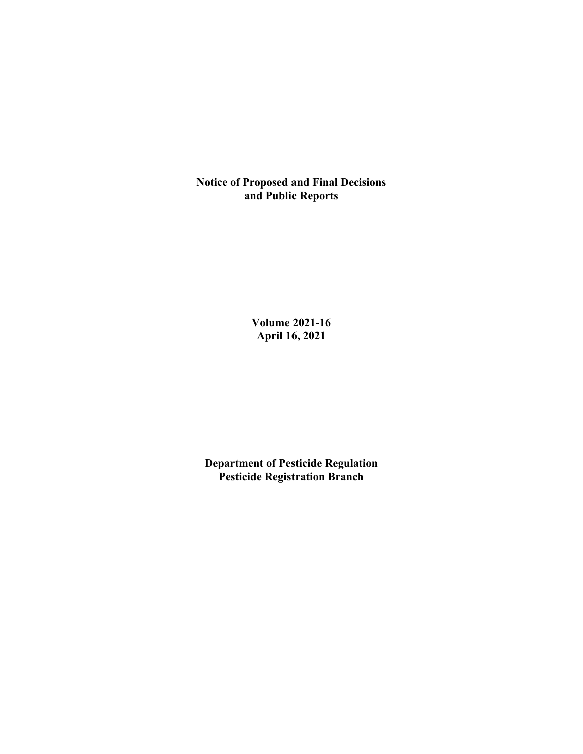# Notice of Proposed and Final Decisions and Public Reports

**Volume 2021-16**
**April 16, 2021**

**Department of Pesticide Regulation**
**Pesticide Registration Branch**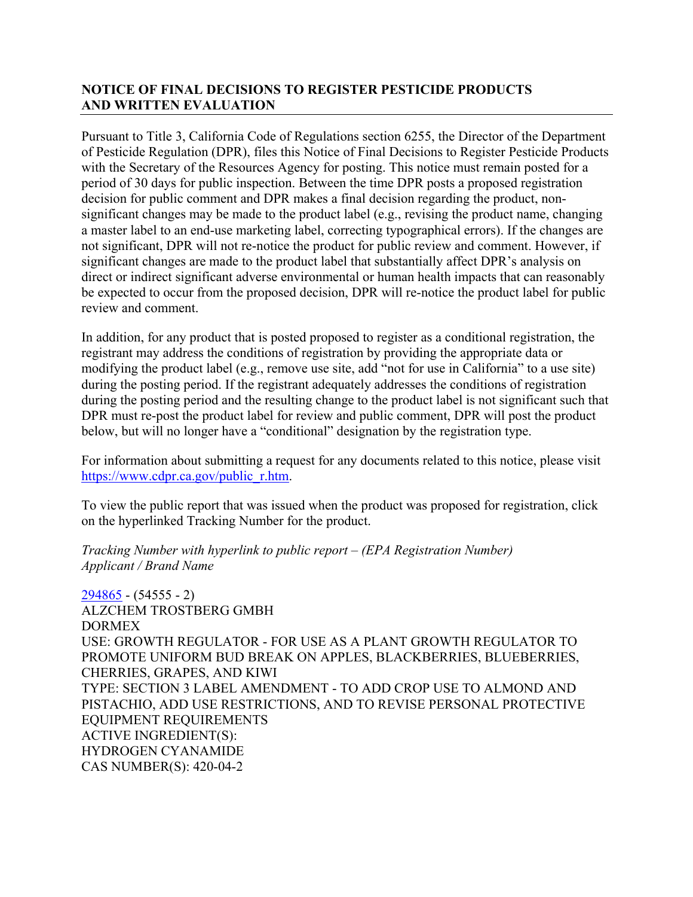## NOTICE OF FINAL DECISIONS TO REGISTER PESTICIDE PRODUCTS AND WRITTEN EVALUATION

Pursuant to Title 3, California Code of Regulations section 6255, the Director of the Department of Pesticide Regulation (DPR), files this Notice of Final Decisions to Register Pesticide Products with the Secretary of the Resources Agency for posting. This notice must remain posted for a period of 30 days for public inspection. Between the time DPR posts a proposed registration decision for public comment and DPR makes a final decision regarding the product, non-significant changes may be made to the product label (e.g., revising the product name, changing a master label to an end-use marketing label, correcting typographical errors). If the changes are not significant, DPR will not re-notice the product for public review and comment. However, if significant changes are made to the product label that substantially affect DPR's analysis on direct or indirect significant adverse environmental or human health impacts that can reasonably be expected to occur from the proposed decision, DPR will re-notice the product label for public review and comment.

In addition, for any product that is posted proposed to register as a conditional registration, the registrant may address the conditions of registration by providing the appropriate data or modifying the product label (e.g., remove use site, add "not for use in California" to a use site) during the posting period. If the registrant adequately addresses the conditions of registration during the posting period and the resulting change to the product label is not significant such that DPR must re-post the product label for review and public comment, DPR will post the product below, but will no longer have a "conditional" designation by the registration type.

For information about submitting a request for any documents related to this notice, please visit https://www.cdpr.ca.gov/public_r.htm.

To view the public report that was issued when the product was proposed for registration, click on the hyperlinked Tracking Number for the product.

*Tracking Number with hyperlink to public report – (EPA Registration Number)*
*Applicant / Brand Name*

294865 - (54555 - 2)
ALZCHEM TROSTBERG GMBH
DORMEX
USE: GROWTH REGULATOR - FOR USE AS A PLANT GROWTH REGULATOR TO PROMOTE UNIFORM BUD BREAK ON APPLES, BLACKBERRIES, BLUEBERRIES, CHERRIES, GRAPES, AND KIWI
TYPE: SECTION 3 LABEL AMENDMENT - TO ADD CROP USE TO ALMOND AND PISTACHIO, ADD USE RESTRICTIONS, AND TO REVISE PERSONAL PROTECTIVE EQUIPMENT REQUIREMENTS
ACTIVE INGREDIENT(S):
HYDROGEN CYANAMIDE
CAS NUMBER(S): 420-04-2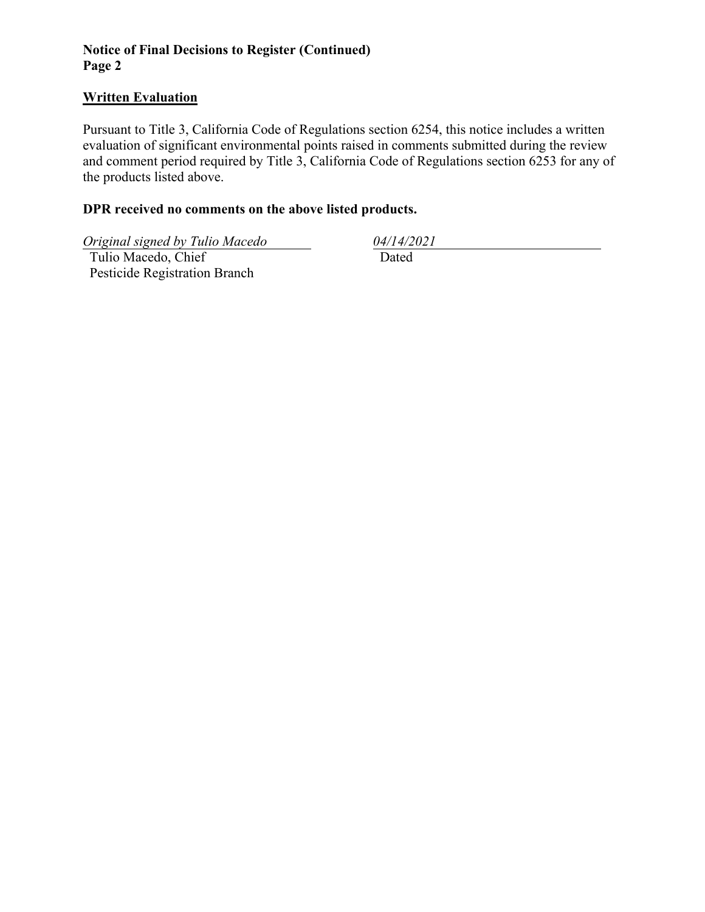**Notice of Final Decisions to Register (Continued)**
**Page 2**

## Written Evaluation

Pursuant to Title 3, California Code of Regulations section 6254, this notice includes a written evaluation of significant environmental points raised in comments submitted during the review and comment period required by Title 3, California Code of Regulations section 6253 for any of the products listed above.

**DPR received no comments on the above listed products.**

*Original signed by Tulio Macedo*
Tulio Macedo, Chief
Pesticide Registration Branch

*04/14/2021*
Dated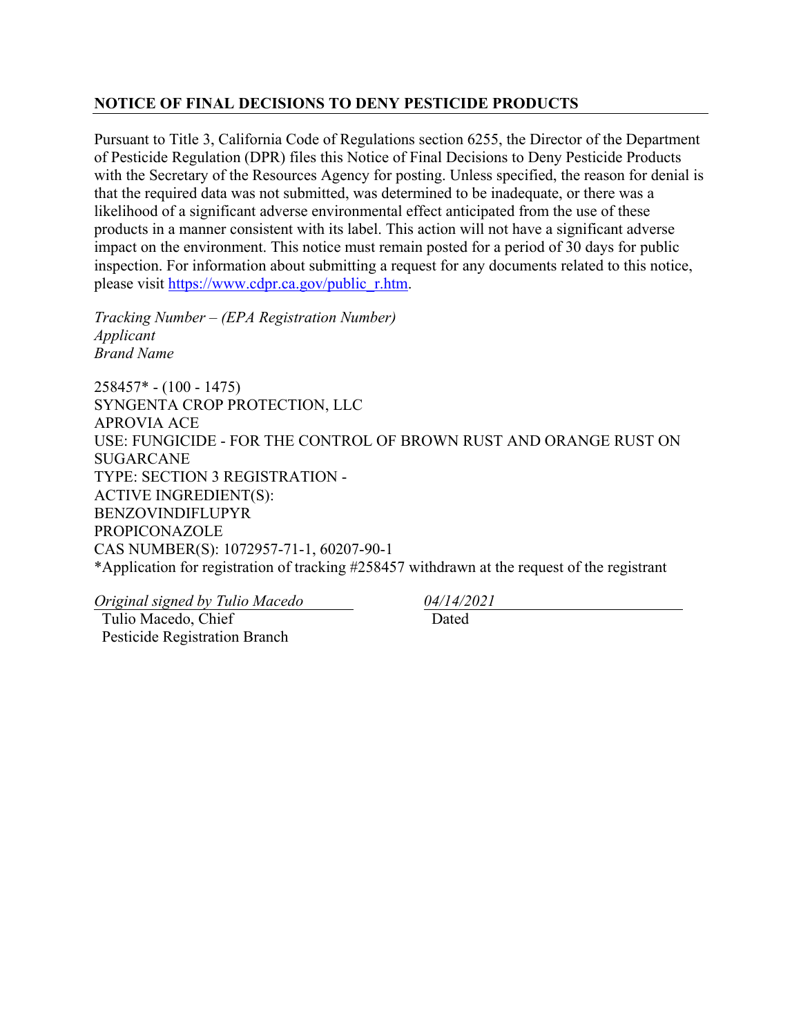## NOTICE OF FINAL DECISIONS TO DENY PESTICIDE PRODUCTS

Pursuant to Title 3, California Code of Regulations section 6255, the Director of the Department of Pesticide Regulation (DPR) files this Notice of Final Decisions to Deny Pesticide Products with the Secretary of the Resources Agency for posting. Unless specified, the reason for denial is that the required data was not submitted, was determined to be inadequate, or there was a likelihood of a significant adverse environmental effect anticipated from the use of these products in a manner consistent with its label. This action will not have a significant adverse impact on the environment. This notice must remain posted for a period of 30 days for public inspection. For information about submitting a request for any documents related to this notice, please visit [https://www.cdpr.ca.gov/public_r.htm](https://www.cdpr.ca.gov/public_r.htm).

*Tracking Number – (EPA Registration Number)*
*Applicant*
*Brand Name*

258457* - (100 - 1475)
SYNGENTA CROP PROTECTION, LLC
APROVIA ACE
USE: FUNGICIDE - FOR THE CONTROL OF BROWN RUST AND ORANGE RUST ON SUGARCANE
TYPE: SECTION 3 REGISTRATION -
ACTIVE INGREDIENT(S):
BENZOVINDIFLUPYR
PROPICONAZOLE
CAS NUMBER(S): 1072957-71-1, 60207-90-1
*Application for registration of tracking #258457 withdrawn at the request of the registrant

*Original signed by Tulio Macedo*
Tulio Macedo, Chief
Pesticide Registration Branch

*04/14/2021*
Dated